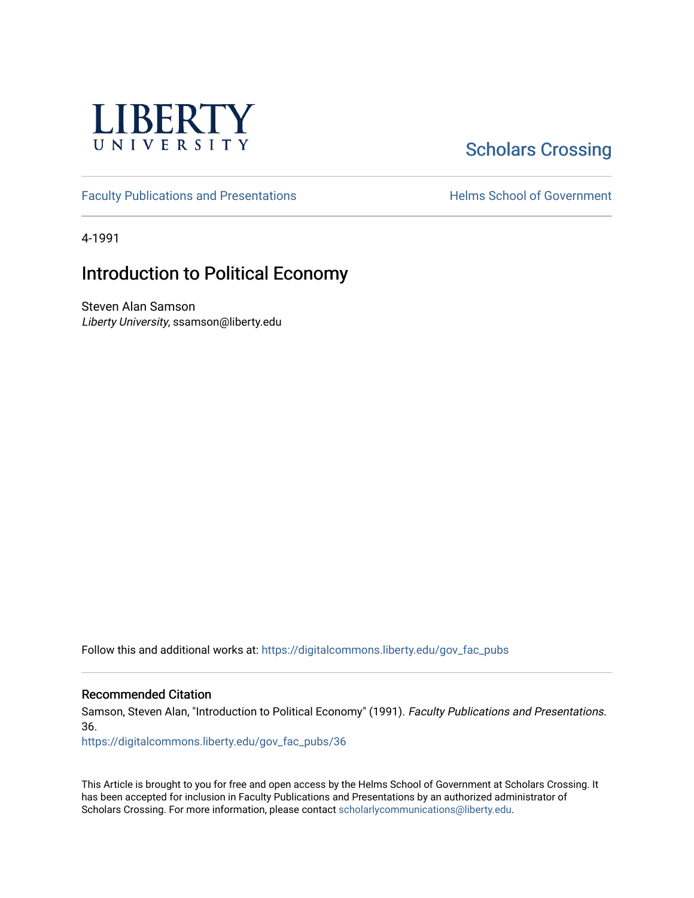LIBERTY UNIVERSITY

Scholars Crossing

Faculty Publications and Presentations

Helms School of Government

4-1991

# Introduction to Political Economy

Steven Alan Samson
*Liberty University*, ssamson@liberty.edu

Follow this and additional works at: https://digitalcommons.liberty.edu/gov_fac_pubs

## Recommended Citation

Samson, Steven Alan, "Introduction to Political Economy" (1991). *Faculty Publications and Presentations*. 36.
https://digitalcommons.liberty.edu/gov_fac_pubs/36

This Article is brought to you for free and open access by the Helms School of Government at Scholars Crossing. It has been accepted for inclusion in Faculty Publications and Presentations by an authorized administrator of Scholars Crossing. For more information, please contact scholarlycommunications@liberty.edu.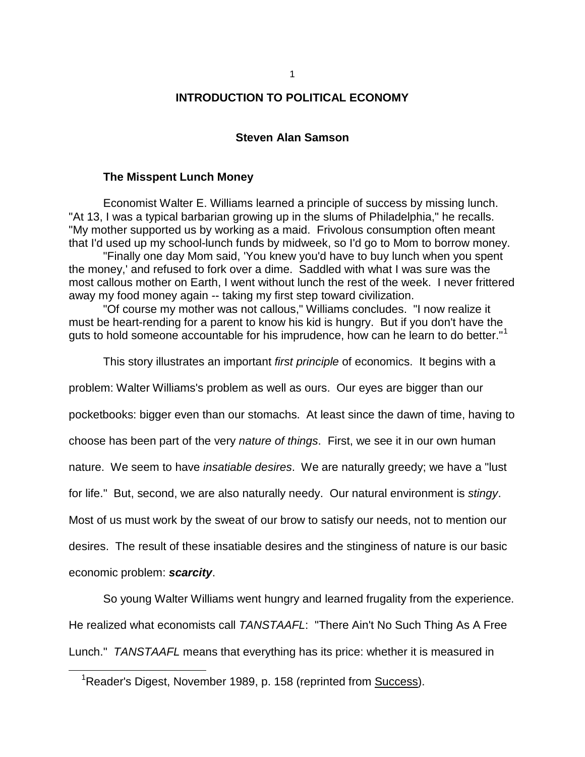# INTRODUCTION TO POLITICAL ECONOMY

**Steven Alan Samson**

## The Misspent Lunch Money

Economist Walter E. Williams learned a principle of success by missing lunch. "At 13, I was a typical barbarian growing up in the slums of Philadelphia," he recalls. "My mother supported us by working as a maid. Frivolous consumption often meant that I'd used up my school-lunch funds by midweek, so I'd go to Mom to borrow money.

"Finally one day Mom said, 'You knew you'd have to buy lunch when you spent the money,' and refused to fork over a dime. Saddled with what I was sure was the most callous mother on Earth, I went without lunch the rest of the week. I never frittered away my food money again -- taking my first step toward civilization.

"Of course my mother was not callous," Williams concludes. "I now realize it must be heart-rending for a parent to know his kid is hungry. But if you don't have the guts to hold someone accountable for his imprudence, how can he learn to do better."[1]

This story illustrates an important *first principle* of economics. It begins with a problem: Walter Williams's problem as well as ours. Our eyes are bigger than our pocketbooks: bigger even than our stomachs. At least since the dawn of time, having to choose has been part of the very *nature of things*. First, we see it in our own human nature. We seem to have *insatiable desires*. We are naturally greedy; we have a "lust for life." But, second, we are also naturally needy. Our natural environment is *stingy*. Most of us must work by the sweat of our brow to satisfy our needs, not to mention our desires. The result of these insatiable desires and the stinginess of nature is our basic economic problem: ***scarcity***.

So young Walter Williams went hungry and learned frugality from the experience. He realized what economists call *TANSTAAFL*: "There Ain't No Such Thing As A Free Lunch." *TANSTAAFL* means that everything has its price: whether it is measured in

[1] Reader's Digest, November 1989, p. 158 (reprinted from Success).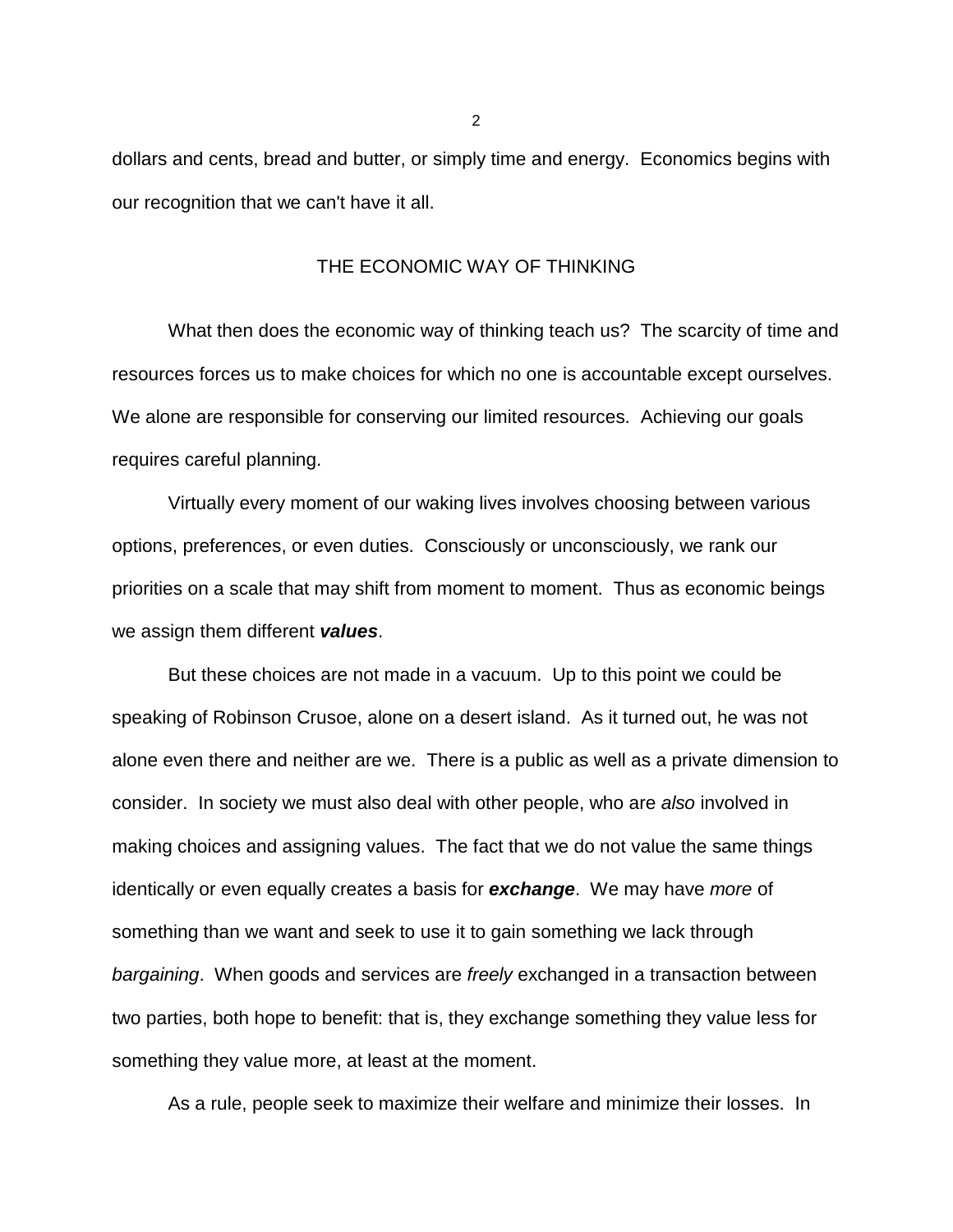dollars and cents, bread and butter, or simply time and energy. Economics begins with our recognition that we can't have it all.

## THE ECONOMIC WAY OF THINKING

What then does the economic way of thinking teach us? The scarcity of time and resources forces us to make choices for which no one is accountable except ourselves. We alone are responsible for conserving our limited resources. Achieving our goals requires careful planning.

Virtually every moment of our waking lives involves choosing between various options, preferences, or even duties. Consciously or unconsciously, we rank our priorities on a scale that may shift from moment to moment. Thus as economic beings we assign them different ***values***.

But these choices are not made in a vacuum. Up to this point we could be speaking of Robinson Crusoe, alone on a desert island. As it turned out, he was not alone even there and neither are we. There is a public as well as a private dimension to consider. In society we must also deal with other people, who are *also* involved in making choices and assigning values. The fact that we do not value the same things identically or even equally creates a basis for ***exchange***. We may have *more* of something than we want and seek to use it to gain something we lack through *bargaining*. When goods and services are *freely* exchanged in a transaction between two parties, both hope to benefit: that is, they exchange something they value less for something they value more, at least at the moment.

As a rule, people seek to maximize their welfare and minimize their losses. In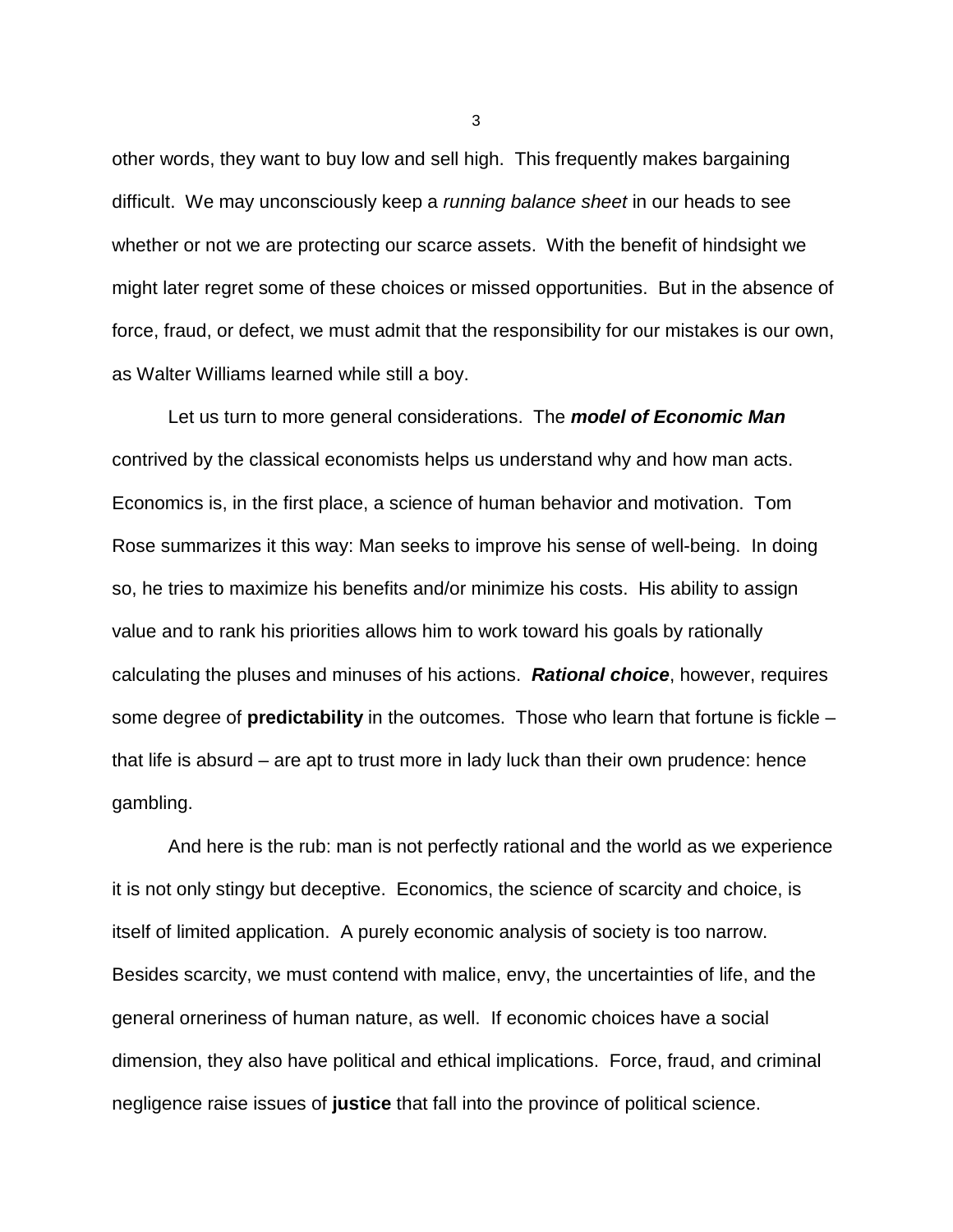other words, they want to buy low and sell high. This frequently makes bargaining difficult. We may unconsciously keep a *running balance sheet* in our heads to see whether or not we are protecting our scarce assets. With the benefit of hindsight we might later regret some of these choices or missed opportunities. But in the absence of force, fraud, or defect, we must admit that the responsibility for our mistakes is our own, as Walter Williams learned while still a boy.

Let us turn to more general considerations. The ***model of Economic Man*** contrived by the classical economists helps us understand why and how man acts. Economics is, in the first place, a science of human behavior and motivation. Tom Rose summarizes it this way: Man seeks to improve his sense of well-being. In doing so, he tries to maximize his benefits and/or minimize his costs. His ability to assign value and to rank his priorities allows him to work toward his goals by rationally calculating the pluses and minuses of his actions. ***Rational choice***, however, requires some degree of **predictability** in the outcomes. Those who learn that fortune is fickle – that life is absurd – are apt to trust more in lady luck than their own prudence: hence gambling.

And here is the rub: man is not perfectly rational and the world as we experience it is not only stingy but deceptive. Economics, the science of scarcity and choice, is itself of limited application. A purely economic analysis of society is too narrow. Besides scarcity, we must contend with malice, envy, the uncertainties of life, and the general orneriness of human nature, as well. If economic choices have a social dimension, they also have political and ethical implications. Force, fraud, and criminal negligence raise issues of **justice** that fall into the province of political science.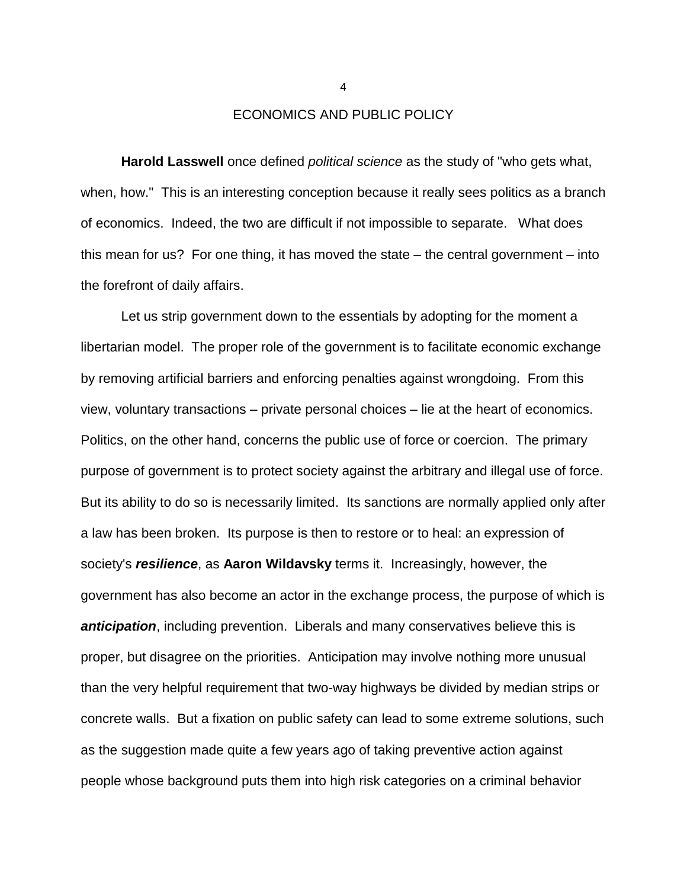## ECONOMICS AND PUBLIC POLICY

**Harold Lasswell** once defined *political science* as the study of "who gets what, when, how." This is an interesting conception because it really sees politics as a branch of economics. Indeed, the two are difficult if not impossible to separate. What does this mean for us? For one thing, it has moved the state – the central government – into the forefront of daily affairs.

Let us strip government down to the essentials by adopting for the moment a libertarian model. The proper role of the government is to facilitate economic exchange by removing artificial barriers and enforcing penalties against wrongdoing. From this view, voluntary transactions – private personal choices – lie at the heart of economics. Politics, on the other hand, concerns the public use of force or coercion. The primary purpose of government is to protect society against the arbitrary and illegal use of force. But its ability to do so is necessarily limited. Its sanctions are normally applied only after a law has been broken. Its purpose is then to restore or to heal: an expression of society's ***resilience***, as **Aaron Wildavsky** terms it. Increasingly, however, the government has also become an actor in the exchange process, the purpose of which is ***anticipation***, including prevention. Liberals and many conservatives believe this is proper, but disagree on the priorities. Anticipation may involve nothing more unusual than the very helpful requirement that two-way highways be divided by median strips or concrete walls. But a fixation on public safety can lead to some extreme solutions, such as the suggestion made quite a few years ago of taking preventive action against people whose background puts them into high risk categories on a criminal behavior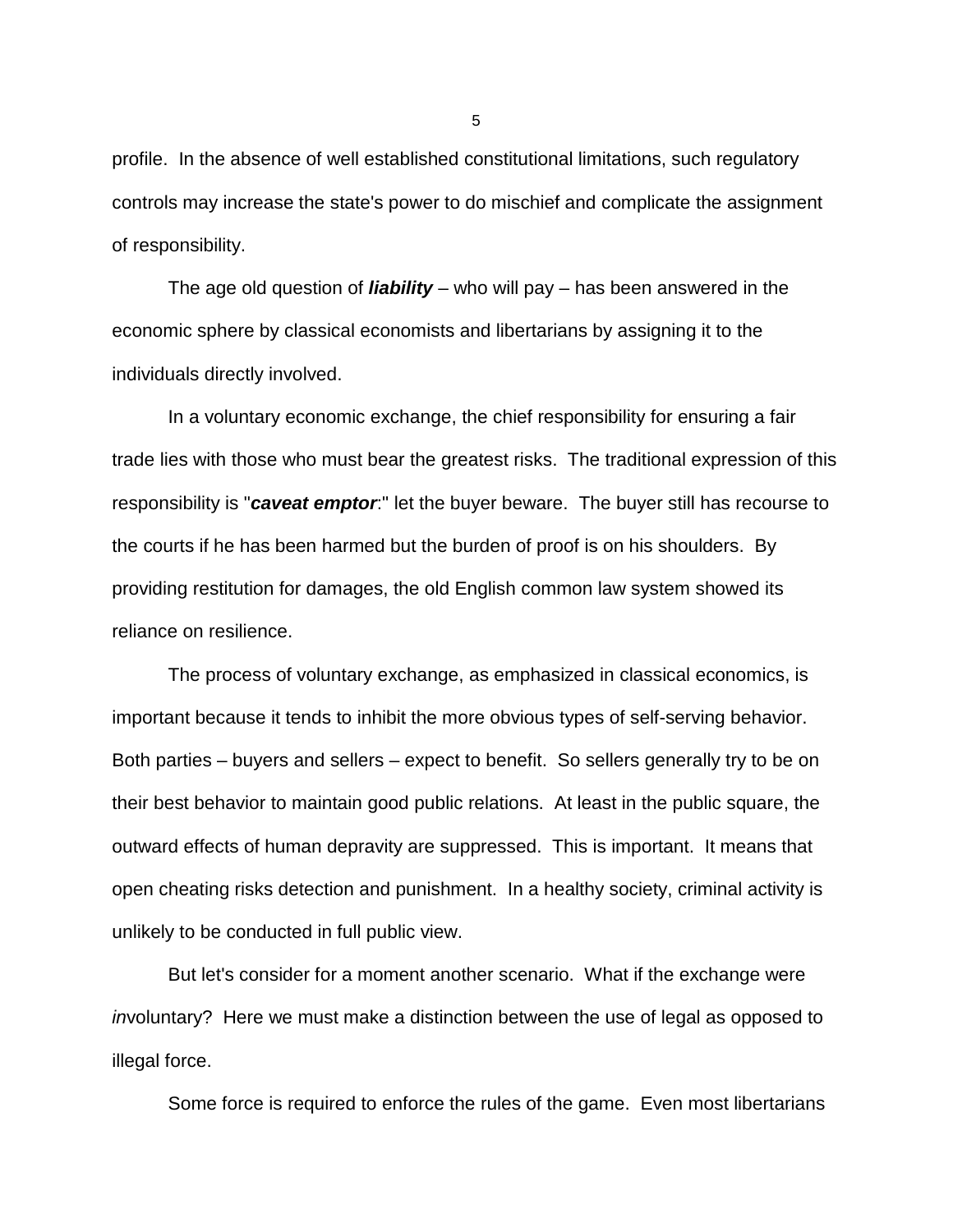profile. In the absence of well established constitutional limitations, such regulatory controls may increase the state's power to do mischief and complicate the assignment of responsibility.

The age old question of ***liability*** – who will pay – has been answered in the economic sphere by classical economists and libertarians by assigning it to the individuals directly involved.

In a voluntary economic exchange, the chief responsibility for ensuring a fair trade lies with those who must bear the greatest risks. The traditional expression of this responsibility is "***caveat emptor***:" let the buyer beware. The buyer still has recourse to the courts if he has been harmed but the burden of proof is on his shoulders. By providing restitution for damages, the old English common law system showed its reliance on resilience.

The process of voluntary exchange, as emphasized in classical economics, is important because it tends to inhibit the more obvious types of self-serving behavior. Both parties – buyers and sellers – expect to benefit. So sellers generally try to be on their best behavior to maintain good public relations. At least in the public square, the outward effects of human depravity are suppressed. This is important. It means that open cheating risks detection and punishment. In a healthy society, criminal activity is unlikely to be conducted in full public view.

But let's consider for a moment another scenario. What if the exchange were *in*voluntary? Here we must make a distinction between the use of legal as opposed to illegal force.

Some force is required to enforce the rules of the game. Even most libertarians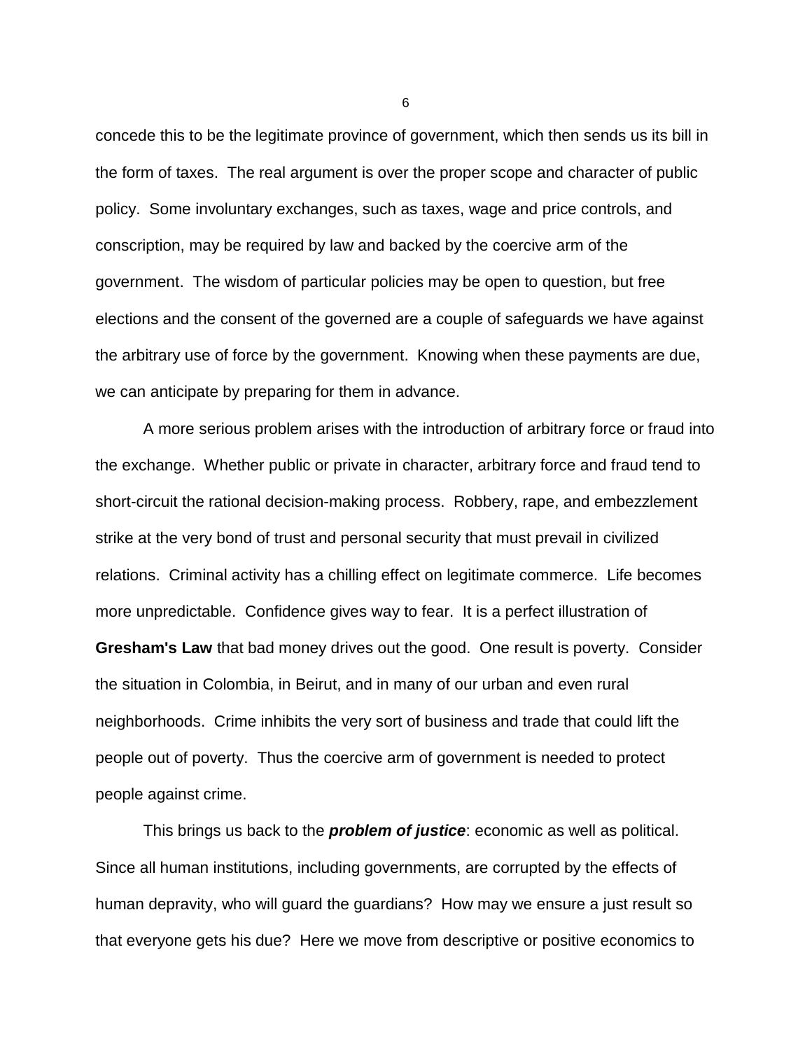concede this to be the legitimate province of government, which then sends us its bill in the form of taxes. The real argument is over the proper scope and character of public policy. Some involuntary exchanges, such as taxes, wage and price controls, and conscription, may be required by law and backed by the coercive arm of the government. The wisdom of particular policies may be open to question, but free elections and the consent of the governed are a couple of safeguards we have against the arbitrary use of force by the government. Knowing when these payments are due, we can anticipate by preparing for them in advance.

A more serious problem arises with the introduction of arbitrary force or fraud into the exchange. Whether public or private in character, arbitrary force and fraud tend to short-circuit the rational decision-making process. Robbery, rape, and embezzlement strike at the very bond of trust and personal security that must prevail in civilized relations. Criminal activity has a chilling effect on legitimate commerce. Life becomes more unpredictable. Confidence gives way to fear. It is a perfect illustration of **Gresham's Law** that bad money drives out the good. One result is poverty. Consider the situation in Colombia, in Beirut, and in many of our urban and even rural neighborhoods. Crime inhibits the very sort of business and trade that could lift the people out of poverty. Thus the coercive arm of government is needed to protect people against crime.

This brings us back to the ***problem of justice***: economic as well as political. Since all human institutions, including governments, are corrupted by the effects of human depravity, who will guard the guardians? How may we ensure a just result so that everyone gets his due? Here we move from descriptive or positive economics to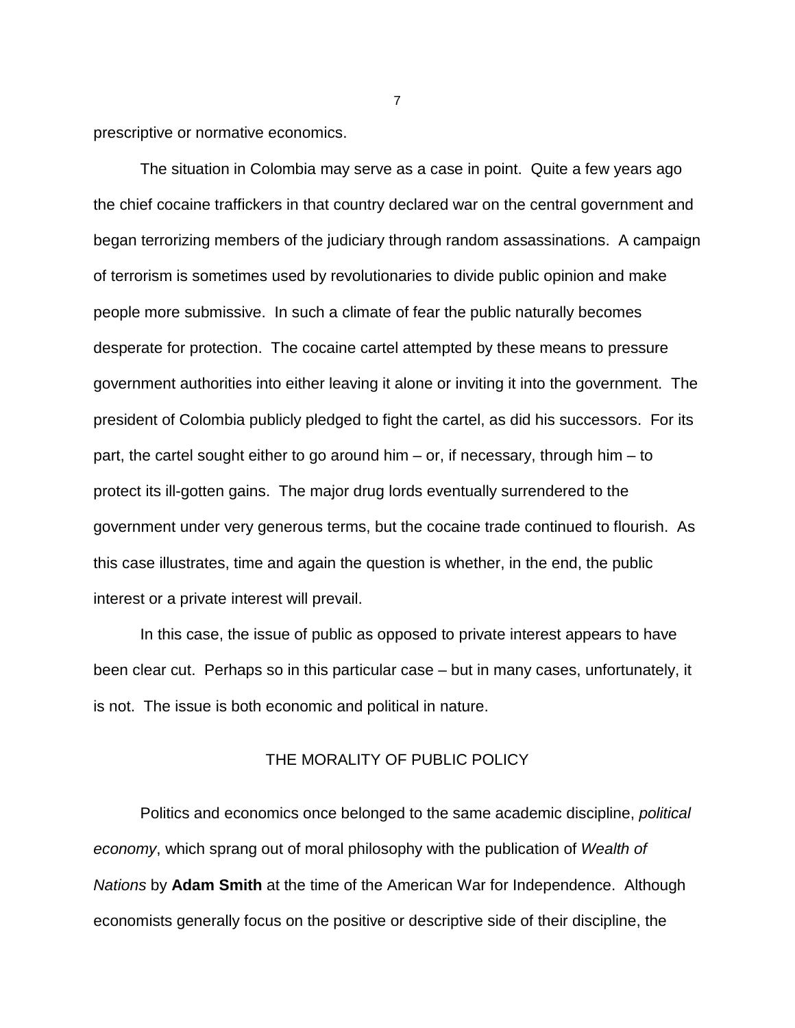prescriptive or normative economics.

The situation in Colombia may serve as a case in point. Quite a few years ago the chief cocaine traffickers in that country declared war on the central government and began terrorizing members of the judiciary through random assassinations. A campaign of terrorism is sometimes used by revolutionaries to divide public opinion and make people more submissive. In such a climate of fear the public naturally becomes desperate for protection. The cocaine cartel attempted by these means to pressure government authorities into either leaving it alone or inviting it into the government. The president of Colombia publicly pledged to fight the cartel, as did his successors. For its part, the cartel sought either to go around him – or, if necessary, through him – to protect its ill-gotten gains. The major drug lords eventually surrendered to the government under very generous terms, but the cocaine trade continued to flourish. As this case illustrates, time and again the question is whether, in the end, the public interest or a private interest will prevail.

In this case, the issue of public as opposed to private interest appears to have been clear cut. Perhaps so in this particular case – but in many cases, unfortunately, it is not. The issue is both economic and political in nature.

## THE MORALITY OF PUBLIC POLICY

Politics and economics once belonged to the same academic discipline, *political economy*, which sprang out of moral philosophy with the publication of *Wealth of Nations* by **Adam Smith** at the time of the American War for Independence. Although economists generally focus on the positive or descriptive side of their discipline, the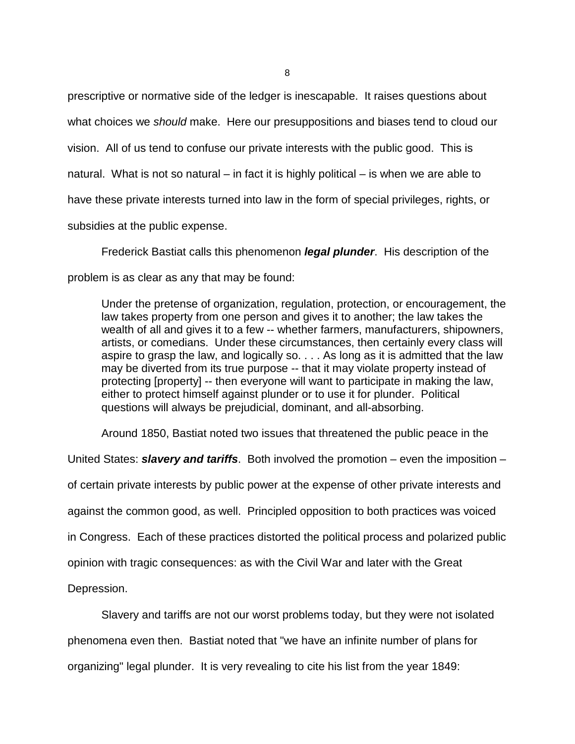prescriptive or normative side of the ledger is inescapable. It raises questions about what choices we *should* make. Here our presuppositions and biases tend to cloud our vision. All of us tend to confuse our private interests with the public good. This is natural. What is not so natural – in fact it is highly political – is when we are able to have these private interests turned into law in the form of special privileges, rights, or subsidies at the public expense.

Frederick Bastiat calls this phenomenon ***legal plunder***. His description of the problem is as clear as any that may be found:

> Under the pretense of organization, regulation, protection, or encouragement, the law takes property from one person and gives it to another; the law takes the wealth of all and gives it to a few -- whether farmers, manufacturers, shipowners, artists, or comedians. Under these circumstances, then certainly every class will aspire to grasp the law, and logically so. . . . As long as it is admitted that the law may be diverted from its true purpose -- that it may violate property instead of protecting [property] -- then everyone will want to participate in making the law, either to protect himself against plunder or to use it for plunder. Political questions will always be prejudicial, dominant, and all-absorbing.

Around 1850, Bastiat noted two issues that threatened the public peace in the United States: ***slavery and tariffs***. Both involved the promotion – even the imposition – of certain private interests by public power at the expense of other private interests and against the common good, as well. Principled opposition to both practices was voiced in Congress. Each of these practices distorted the political process and polarized public opinion with tragic consequences: as with the Civil War and later with the Great Depression.

Slavery and tariffs are not our worst problems today, but they were not isolated phenomena even then. Bastiat noted that "we have an infinite number of plans for organizing" legal plunder. It is very revealing to cite his list from the year 1849: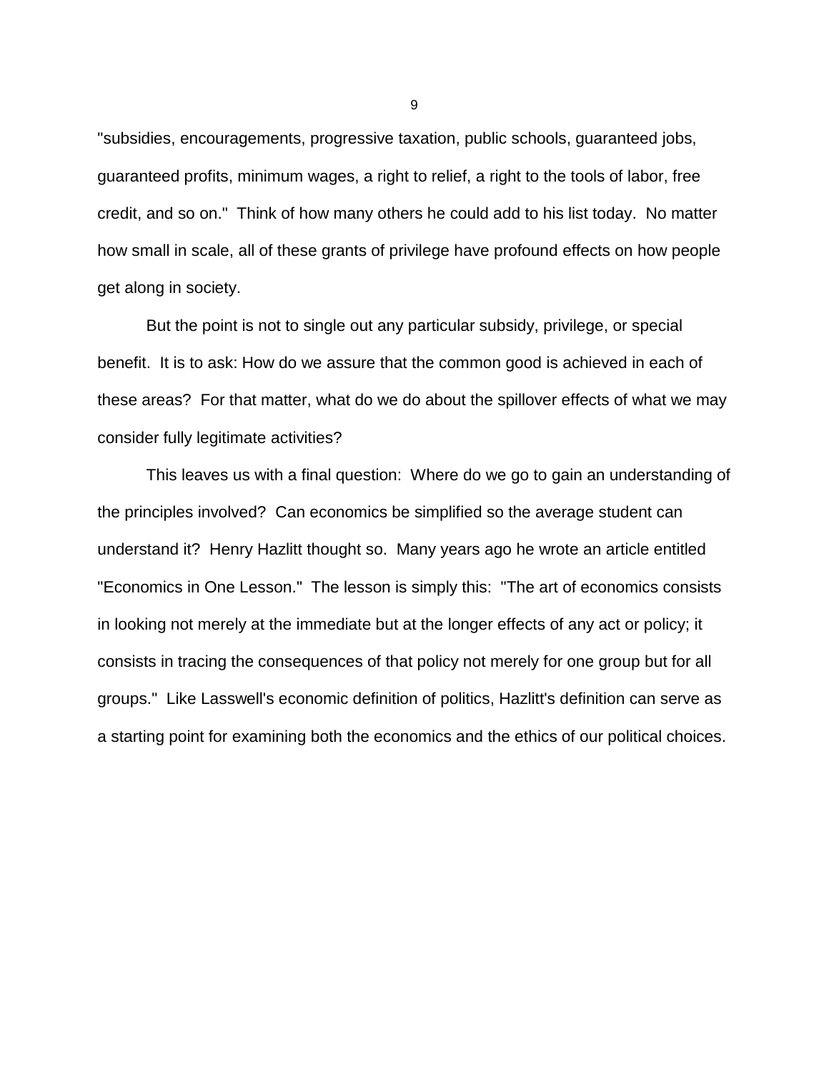"subsidies, encouragements, progressive taxation, public schools, guaranteed jobs, guaranteed profits, minimum wages, a right to relief, a right to the tools of labor, free credit, and so on." Think of how many others he could add to his list today. No matter how small in scale, all of these grants of privilege have profound effects on how people get along in society.

But the point is not to single out any particular subsidy, privilege, or special benefit. It is to ask: How do we assure that the common good is achieved in each of these areas? For that matter, what do we do about the spillover effects of what we may consider fully legitimate activities?

This leaves us with a final question: Where do we go to gain an understanding of the principles involved? Can economics be simplified so the average student can understand it? Henry Hazlitt thought so. Many years ago he wrote an article entitled "Economics in One Lesson." The lesson is simply this: "The art of economics consists in looking not merely at the immediate but at the longer effects of any act or policy; it consists in tracing the consequences of that policy not merely for one group but for all groups." Like Lasswell's economic definition of politics, Hazlitt's definition can serve as a starting point for examining both the economics and the ethics of our political choices.